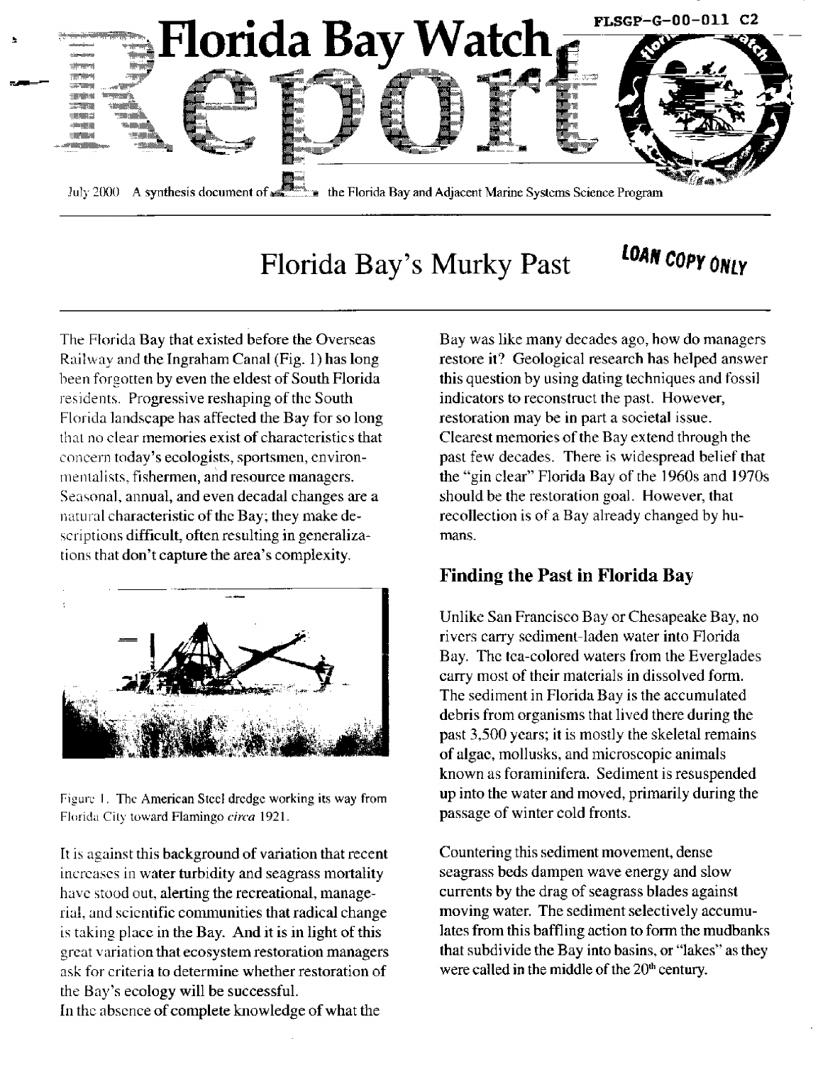FLSGP-G-00-011 C2

# Florida Bay Watch Report

July 2000 A synthesis document of the Florida Bay and Adjacent Marine Systems Science Program

## Florida Bay's Murky Past

LOAN COPY ONLY

The Florida Bay that existed before the Overseas Railway and the Ingraham Canal (Fig. 1) has long been forgotten by even the eldest of South Florida residents. Progressive reshaping of the South Florida landscape has affected the Bay for so long that no clear memories exist of characteristics that concern today's ecologists, sportsmen, environmentalists, fishermen, and resource managers. Seasonal, annual, and even decadal changes are a natural characteristic of the Bay; they make descriptions difficult, often resulting in generalizations that don't capture the area's complexity.

Figure 1. The American Steel dredge working its way from Florida City toward Flamingo *circa* 1921.

It is against this background of variation that recent increases in water turbidity and seagrass mortality have stood out, alerting the recreational, managerial, and scientific communities that radical change is taking place in the Bay. And it is in light of this great variation that ecosystem restoration managers ask for criteria to determine whether restoration of the Bay's ecology will be successful.

In the absence of complete knowledge of what the Bay was like many decades ago, how do managers restore it? Geological research has helped answer this question by using dating techniques and fossil indicators to reconstruct the past. However, restoration may be in part a societal issue. Clearest memories of the Bay extend through the past few decades. There is widespread belief that the "gin clear" Florida Bay of the 1960s and 1970s should be the restoration goal. However, that recollection is of a Bay already changed by humans.

### Finding the Past in Florida Bay

Unlike San Francisco Bay or Chesapeake Bay, no rivers carry sediment-laden water into Florida Bay. The tea-colored waters from the Everglades carry most of their materials in dissolved form. The sediment in Florida Bay is the accumulated debris from organisms that lived there during the past 3,500 years; it is mostly the skeletal remains of algae, mollusks, and microscopic animals known as foraminifera. Sediment is resuspended up into the water and moved, primarily during the passage of winter cold fronts.

Countering this sediment movement, dense seagrass beds dampen wave energy and slow currents by the drag of seagrass blades against moving water. The sediment selectively accumulates from this baffling action to form the mudbanks that subdivide the Bay into basins, or "lakes" as they were called in the middle of the 20th century.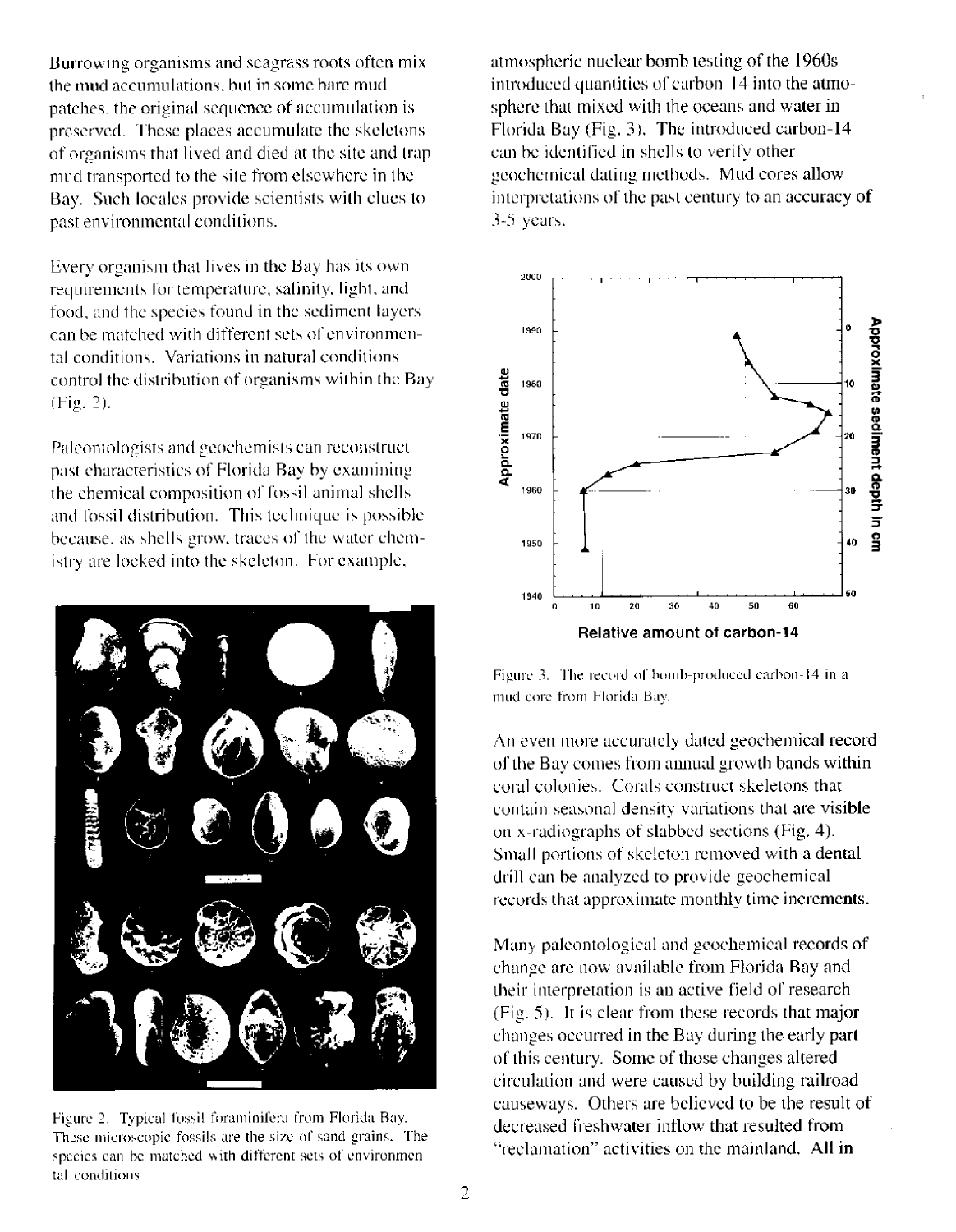Burrowing organisms and seagrass roots often mix the mud accumulations, but in some bare mud patches, the original sequence of accumulation is preserved. These places accumulate the skeletons of organisms that lived and died at the site and trap mud transported to the site from elsewhere in the Bay. Such locales provide scientists with clues to past environmental conditions.

Every organism that lives in the Bay has its own requirements for temperature, salinity, light, and food, and the species found in the sediment layers can be matched with different sets of environmental conditions. Variations in natural conditions control the distribution of organisms within the Bay (Fig. 2).

Paleontologists and geochemists can reconstruct past characteristics of Florida Bay by examining the chemical composition of fossil animal shells and fossil distribution. This technique is possible because, as shells grow, traces of the water chemistry are locked into the skeleton. For example,

Figure 2. Typical fossil foraminifera from Florida Bay. These microscopic fossils are the size of sand grains. The species can be matched with different sets of environmental conditions.

atmospheric nuclear bomb testing of the 1960s introduced quantities of carbon-14 into the atmosphere that mixed with the oceans and water in Florida Bay (Fig. 3). The introduced carbon-14 can be identified in shells to verify other geochemical dating methods. Mud cores allow interpretations of the past century to an accuracy of 3-5 years.

Figure 3. The record of bomb-produced carbon-14 in a mud core from Florida Bay.

An even more accurately dated geochemical record of the Bay comes from annual growth bands within coral colonies. Corals construct skeletons that contain seasonal density variations that are visible on x-radiographs of slabbed sections (Fig. 4). Small portions of skeleton removed with a dental drill can be analyzed to provide geochemical records that approximate monthly time increments.

Many paleontological and geochemical records of change are now available from Florida Bay and their interpretation is an active field of research (Fig. 5). It is clear from these records that major changes occurred in the Bay during the early part of this century. Some of those changes altered circulation and were caused by building railroad causeways. Others are believed to be the result of decreased freshwater inflow that resulted from "reclamation" activities on the mainland. All in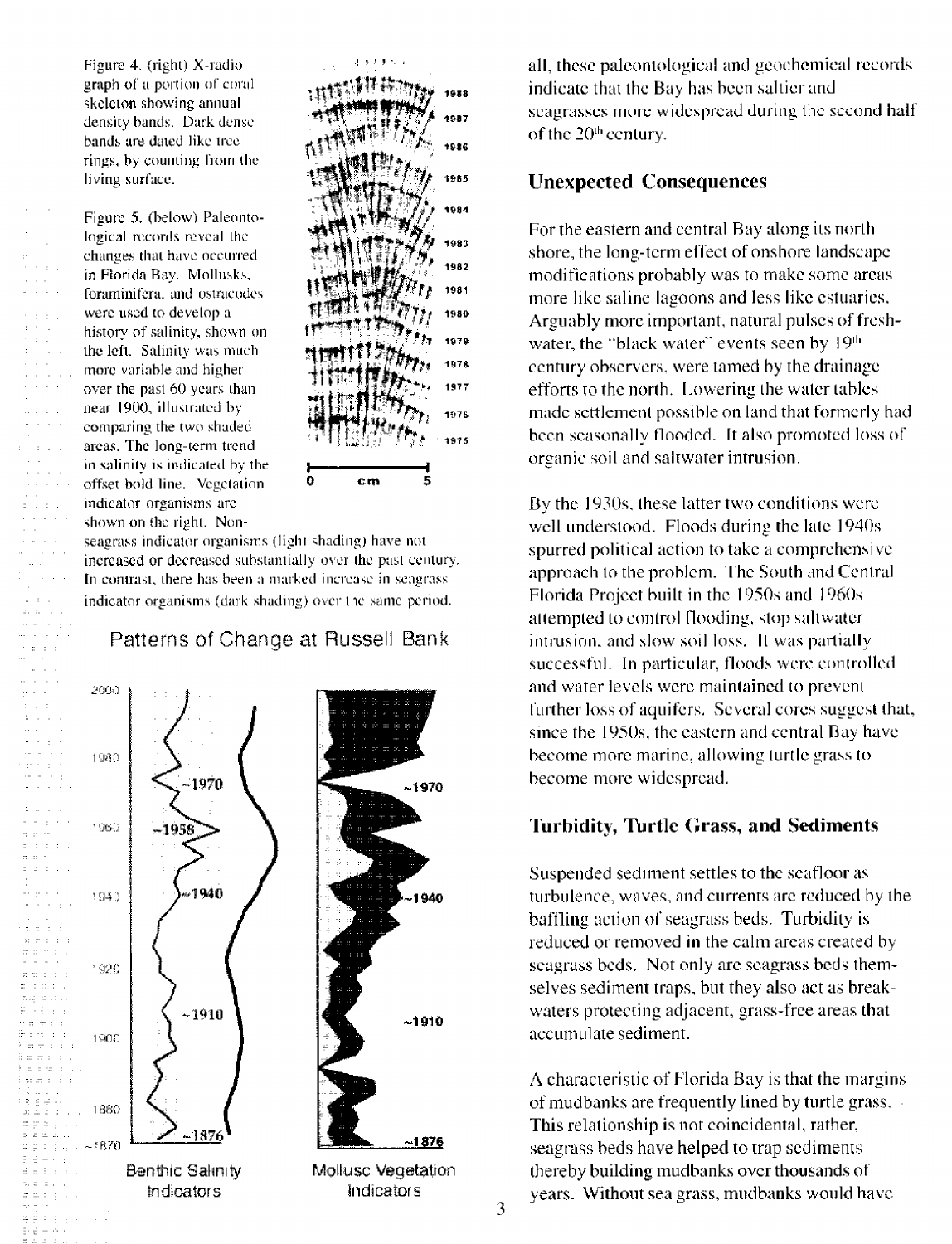Figure 4. (right) X-radiograph of a portion of coral skeleton showing annual density bands. Dark dense bands are dated like tree rings, by counting from the living surface.

Figure 5. (below) Paleontological records reveal the changes that have occurred in Florida Bay. Mollusks, foraminifera, and ostracodes were used to develop a history of salinity, shown on the left. Salinity was much more variable and higher over the past 60 years than near 1900, illustrated by comparing the two shaded areas. The long-term trend in salinity is indicated by the offset bold line. Vegetation indicator organisms are shown on the right. Non-seagrass indicator organisms (light shading) have not increased or decreased substantially over the past century. In contrast, there has been a marked increase in seagrass indicator organisms (dark shading) over the same period.

Patterns of Change at Russell Bank

all, these paleontological and geochemical records indicate that the Bay has been saltier and seagrasses more widespread during the second half of the 20th century.

## Unexpected Consequences

For the eastern and central Bay along its north shore, the long-term effect of onshore landscape modifications probably was to make some areas more like saline lagoons and less like estuaries. Arguably more important, natural pulses of freshwater, the "black water" events seen by 19th century observers, were tamed by the drainage efforts to the north. Lowering the water tables made settlement possible on land that formerly had been seasonally flooded. It also promoted loss of organic soil and saltwater intrusion.

By the 1930s, these latter two conditions were well understood. Floods during the late 1940s spurred political action to take a comprehensive approach to the problem. The South and Central Florida Project built in the 1950s and 1960s attempted to control flooding, stop saltwater intrusion, and slow soil loss. It was partially successful. In particular, floods were controlled and water levels were maintained to prevent further loss of aquifers. Several cores suggest that, since the 1950s, the eastern and central Bay have become more marine, allowing turtle grass to become more widespread.

## Turbidity, Turtle Grass, and Sediments

Suspended sediment settles to the seafloor as turbulence, waves, and currents are reduced by the baffling action of seagrass beds. Turbidity is reduced or removed in the calm areas created by seagrass beds. Not only are seagrass beds themselves sediment traps, but they also act as breakwaters protecting adjacent, grass-free areas that accumulate sediment.

A characteristic of Florida Bay is that the margins of mudbanks are frequently lined by turtle grass. This relationship is not coincidental, rather, seagrass beds have helped to trap sediments thereby building mudbanks over thousands of years. Without sea grass, mudbanks would have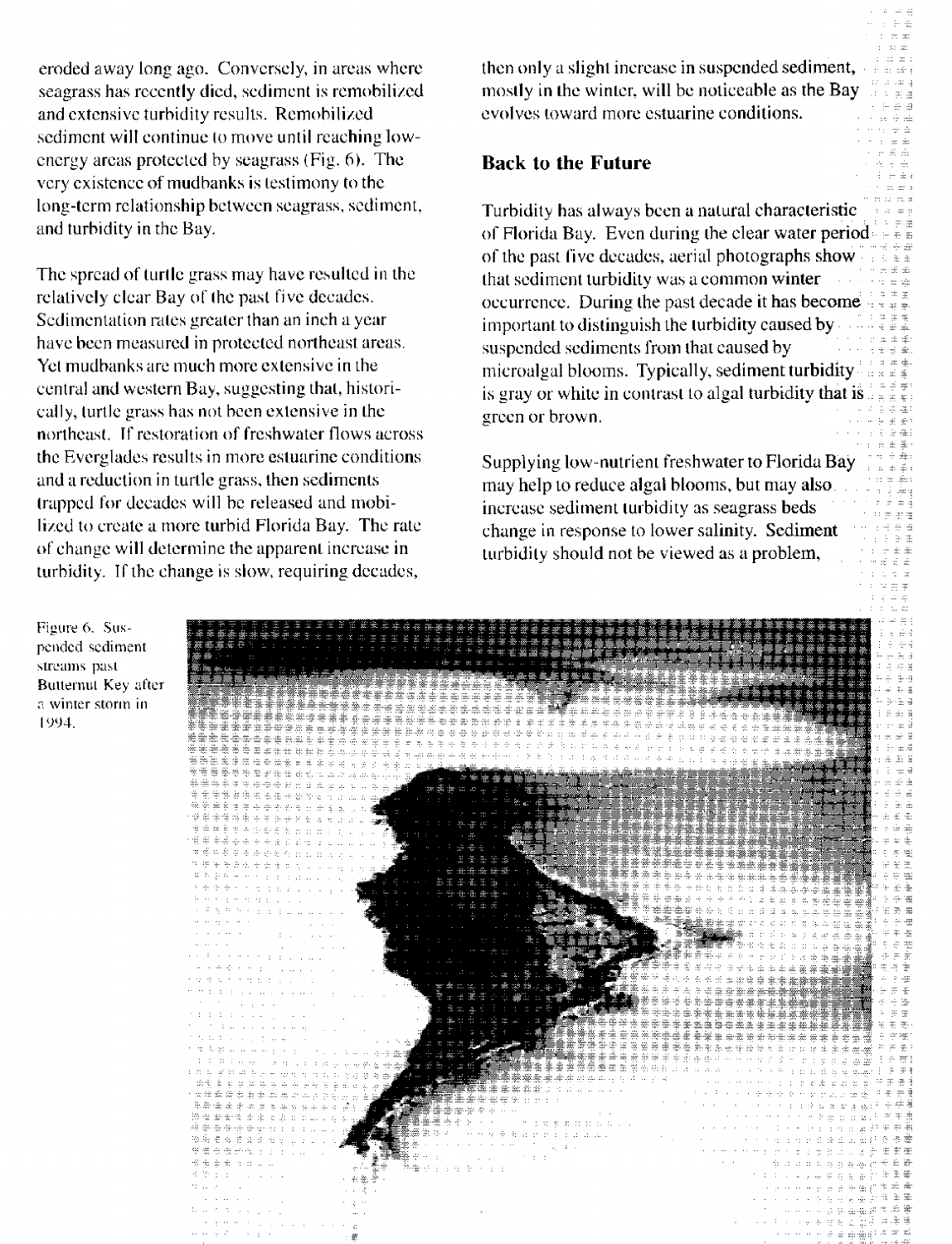eroded away long ago. Conversely, in areas where seagrass has recently died, sediment is remobilized and extensive turbidity results. Remobilized sediment will continue to move until reaching low-energy areas protected by seagrass (Fig. 6). The very existence of mudbanks is testimony to the long-term relationship between seagrass, sediment, and turbidity in the Bay.

The spread of turtle grass may have resulted in the relatively clear Bay of the past five decades. Sedimentation rates greater than an inch a year have been measured in protected northeast areas. Yet mudbanks are much more extensive in the central and western Bay, suggesting that, historically, turtle grass has not been extensive in the northeast. If restoration of freshwater flows across the Everglades results in more estuarine conditions and a reduction in turtle grass, then sediments trapped for decades will be released and mobilized to create a more turbid Florida Bay. The rate of change will determine the apparent increase in turbidity. If the change is slow, requiring decades, then only a slight increase in suspended sediment, mostly in the winter, will be noticeable as the Bay evolves toward more estuarine conditions.

## Back to the Future

Turbidity has always been a natural characteristic of Florida Bay. Even during the clear water period of the past five decades, aerial photographs show that sediment turbidity was a common winter occurrence. During the past decade it has become important to distinguish the turbidity caused by suspended sediments from that caused by microalgal blooms. Typically, sediment turbidity is gray or white in contrast to algal turbidity that is green or brown.

Supplying low-nutrient freshwater to Florida Bay may help to reduce algal blooms, but may also increase sediment turbidity as seagrass beds change in response to lower salinity. Sediment turbidity should not be viewed as a problem,

Figure 6. Suspended sediment streams past Butternut Key after a winter storm in 1994.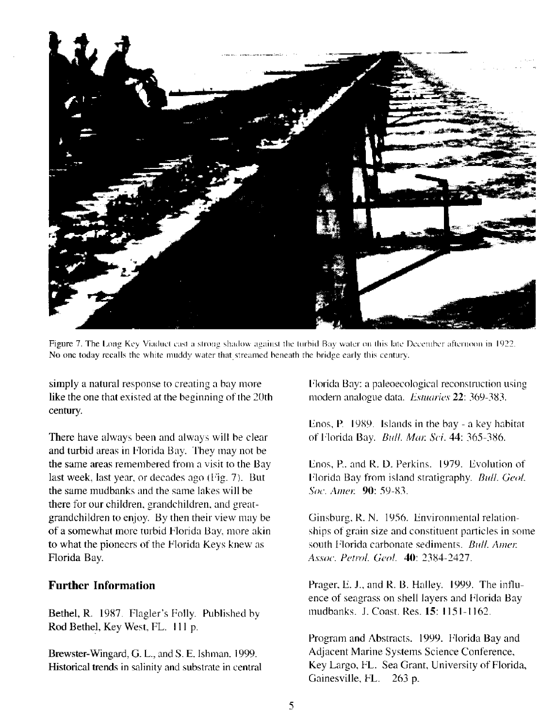Figure 7. The Long Key Viaduct cast a strong shadow against the turbid Bay water on this late December afternoon in 1922. No one today recalls the white muddy water that streamed beneath the bridge early this century.

simply a natural response to creating a bay more like the one that existed at the beginning of the 20th century.

There have always been and always will be clear and turbid areas in Florida Bay. They may not be the same areas remembered from a visit to the Bay last week, last year, or decades ago (Fig. 7). But the same mudbanks and the same lakes will be there for our children, grandchildren, and great-grandchildren to enjoy. By then their view may be of a somewhat more turbid Florida Bay, more akin to what the pioneers of the Florida Keys knew as Florida Bay.

## Further Information

Bethel, R. 1987. Flagler's Folly. Published by Rod Bethel, Key West, FL. 111 p.

Brewster-Wingard, G. L., and S. E. Ishman. 1999. Historical trends in salinity and substrate in central Florida Bay: a paleoecological reconstruction using modern analogue data. *Estuaries* **22**: 369-383.

Enos, P. 1989. Islands in the bay - a key habitat of Florida Bay. *Bull. Mar. Sci.* **44**: 365-386.

Enos, P., and R. D. Perkins. 1979. Evolution of Florida Bay from island stratigraphy. *Bull. Geol. Soc. Amer.* **90**: 59-83.

Ginsburg, R. N. 1956. Environmental relationships of grain size and constituent particles in some south Florida carbonate sediments. *Bull. Amer. Assoc. Petrol. Geol.* **40**: 2384-2427.

Prager, E. J., and R. B. Halley. 1999. The influence of seagrass on shell layers and Florida Bay mudbanks. J. Coast. Res. **15**: 1151-1162.

Program and Abstracts. 1999. Florida Bay and Adjacent Marine Systems Science Conference, Key Largo, FL. Sea Grant, University of Florida, Gainesville, FL. 263 p.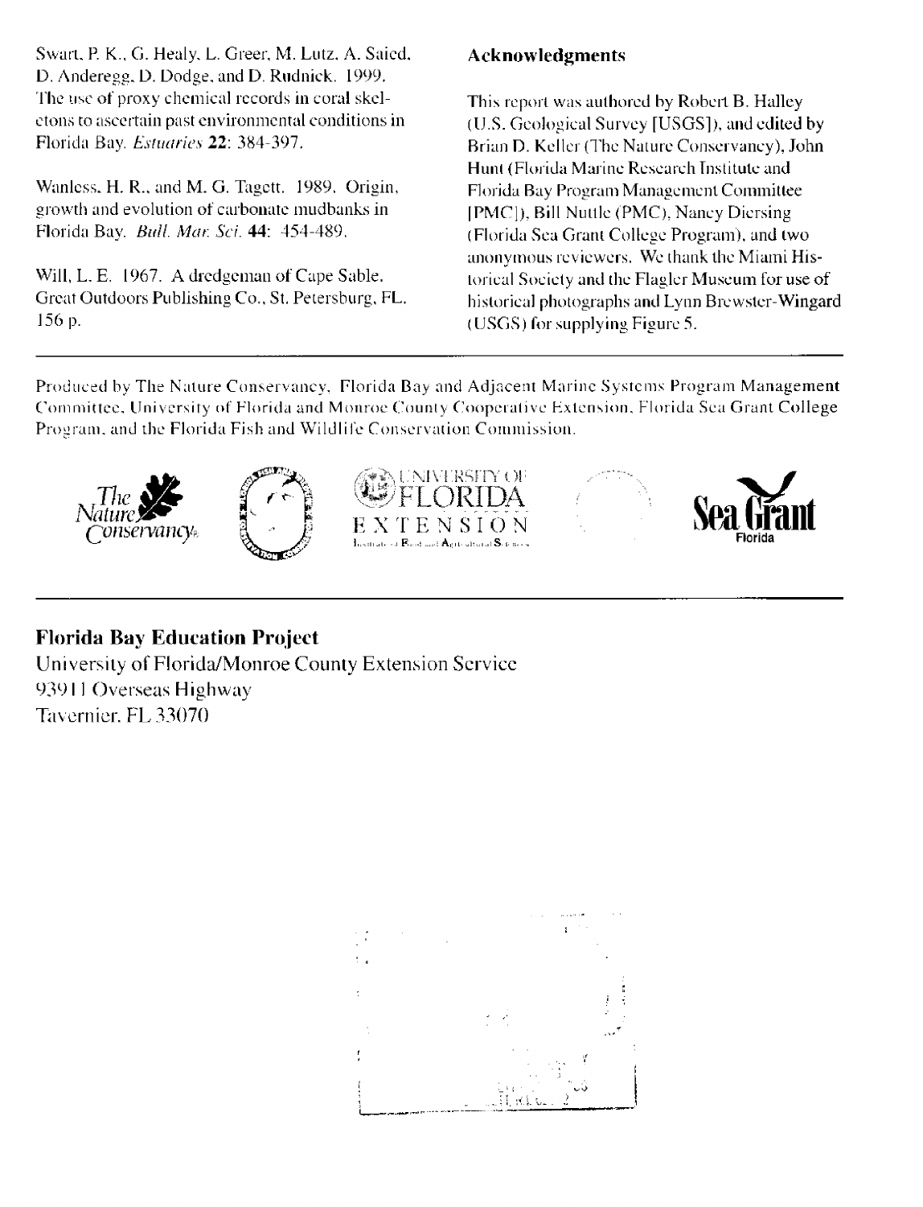Swart, P. K., G. Healy, L. Greer, M. Lutz, A. Saied, D. Anderegg, D. Dodge, and D. Rudnick. 1999. The use of proxy chemical records in coral skeletons to ascertain past environmental conditions in Florida Bay. *Estuaries* **22**: 384-397.

Wanless, H. R., and M. G. Tagett. 1989. Origin, growth and evolution of carbonate mudbanks in Florida Bay. *Bull. Mar. Sci.* **44**: 454-489.

Will, L. E. 1967. A dredgeman of Cape Sable. Great Outdoors Publishing Co., St. Petersburg, FL. 156 p.

**Acknowledgments**

This report was authored by Robert B. Halley (U.S. Geological Survey [USGS]), and edited by Brian D. Keller (The Nature Conservancy), John Hunt (Florida Marine Research Institute and Florida Bay Program Management Committee [PMC]), Bill Nuttle (PMC), Nancy Diersing (Florida Sea Grant College Program), and two anonymous reviewers. We thank the Miami Historical Society and the Flagler Museum for use of historical photographs and Lynn Brewster-Wingard (USGS) for supplying Figure 5.

---

Produced by The Nature Conservancy, Florida Bay and Adjacent Marine Systems Program Management Committee, University of Florida and Monroe County Cooperative Extension, Florida Sea Grant College Program, and the Florida Fish and Wildlife Conservation Commission.

The Nature Conservancy | University of Florida Extension, Institute of Food and Agricultural Sciences | Sea Grant Florida

---

**Florida Bay Education Project**
University of Florida/Monroe County Extension Service
93911 Overseas Highway
Tavernier, FL 33070